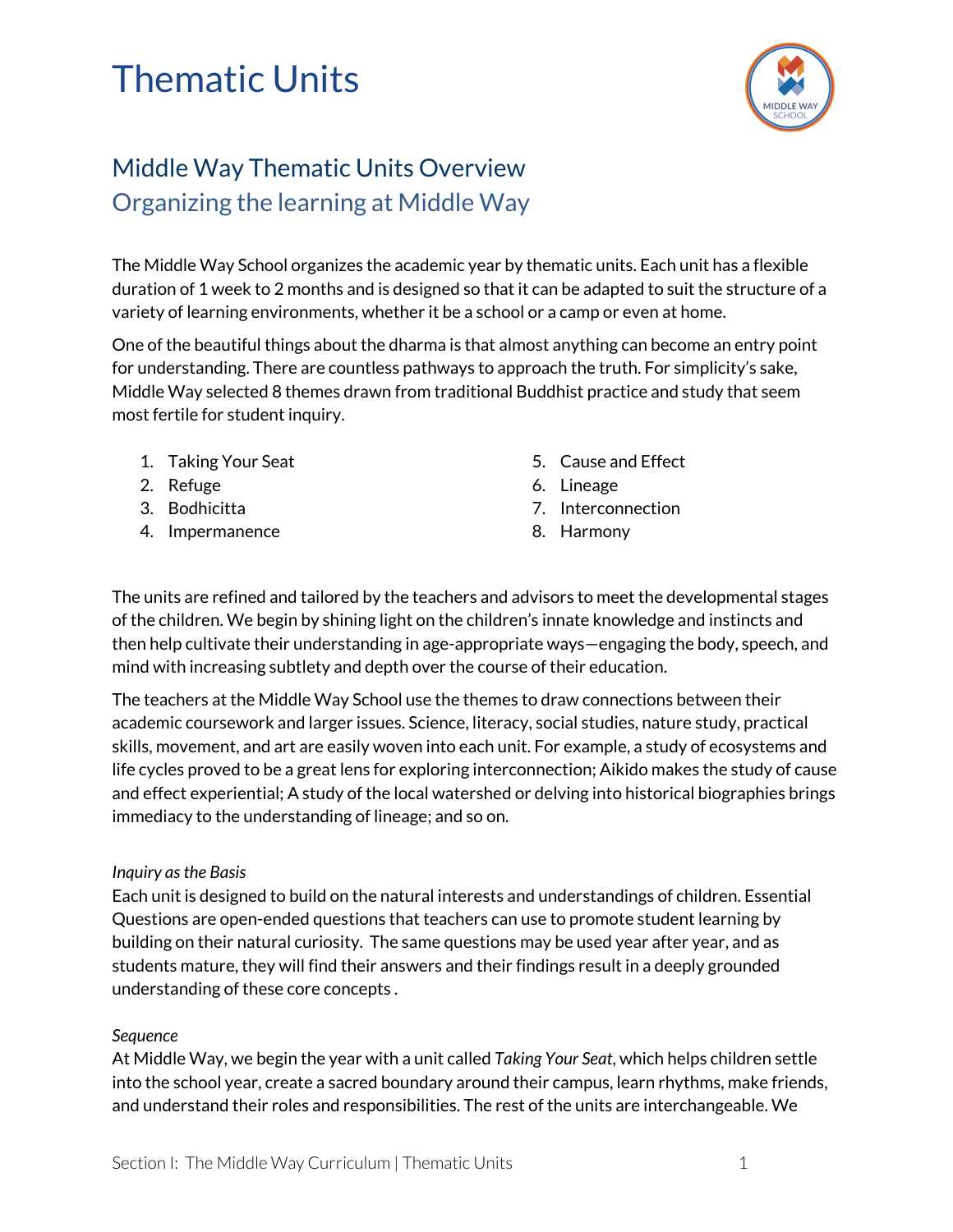# Thematic Units

## Middle Way Thematic Units Overview

### Organizing the learning at Middle Way

The Middle Way School organizes the academic year by thematic units. Each unit has a flexible duration of 1 week to 2 months and is designed so that it can be adapted to suit the structure of a variety of learning environments, whether it be a school or a camp or even at home.

One of the beautiful things about the dharma is that almost anything can become an entry point for understanding. There are countless pathways to approach the truth. For simplicity's sake, Middle Way selected 8 themes drawn from traditional Buddhist practice and study that seem most fertile for student inquiry.

1. Taking Your Seat
2. Refuge
3. Bodhicitta
4. Impermanence
5. Cause and Effect
6. Lineage
7. Interconnection
8. Harmony

The units are refined and tailored by the teachers and advisors to meet the developmental stages of the children. We begin by shining light on the children's innate knowledge and instincts and then help cultivate their understanding in age-appropriate ways—engaging the body, speech, and mind with increasing subtlety and depth over the course of their education.

The teachers at the Middle Way School use the themes to draw connections between their academic coursework and larger issues. Science, literacy, social studies, nature study, practical skills, movement, and art are easily woven into each unit. For example, a study of ecosystems and life cycles proved to be a great lens for exploring interconnection; Aikido makes the study of cause and effect experiential; A study of the local watershed or delving into historical biographies brings immediacy to the understanding of lineage; and so on.

*Inquiry as the Basis*

Each unit is designed to build on the natural interests and understandings of children. Essential Questions are open-ended questions that teachers can use to promote student learning by building on their natural curiosity. The same questions may be used year after year, and as students mature, they will find their answers and their findings result in a deeply grounded understanding of these core concepts .

*Sequence*

At Middle Way, we begin the year with a unit called *Taking Your Seat*, which helps children settle into the school year, create a sacred boundary around their campus, learn rhythms, make friends, and understand their roles and responsibilities. The rest of the units are interchangeable. We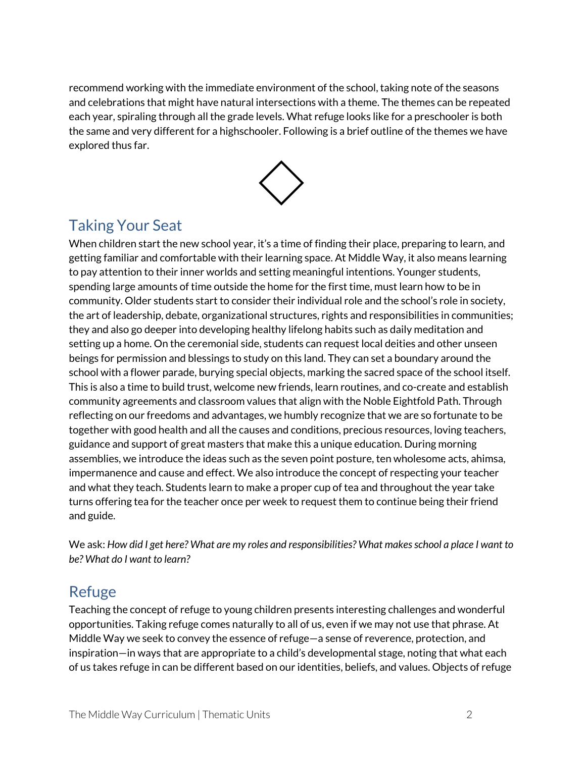recommend working with the immediate environment of the school, taking note of the seasons and celebrations that might have natural intersections with a theme. The themes can be repeated each year, spiraling through all the grade levels. What refuge looks like for a preschooler is both the same and very different for a highschooler. Following is a brief outline of the themes we have explored thus far.

## Taking Your Seat

When children start the new school year, it's a time of finding their place, preparing to learn, and getting familiar and comfortable with their learning space. At Middle Way, it also means learning to pay attention to their inner worlds and setting meaningful intentions. Younger students, spending large amounts of time outside the home for the first time, must learn how to be in community. Older students start to consider their individual role and the school's role in society, the art of leadership, debate, organizational structures, rights and responsibilities in communities; they and also go deeper into developing healthy lifelong habits such as daily meditation and setting up a home. On the ceremonial side, students can request local deities and other unseen beings for permission and blessings to study on this land. They can set a boundary around the school with a flower parade, burying special objects, marking the sacred space of the school itself. This is also a time to build trust, welcome new friends, learn routines, and co-create and establish community agreements and classroom values that align with the Noble Eightfold Path. Through reflecting on our freedoms and advantages, we humbly recognize that we are so fortunate to be together with good health and all the causes and conditions, precious resources, loving teachers, guidance and support of great masters that make this a unique education. During morning assemblies, we introduce the ideas such as the seven point posture, ten wholesome acts, ahimsa, impermanence and cause and effect. We also introduce the concept of respecting your teacher and what they teach. Students learn to make a proper cup of tea and throughout the year take turns offering tea for the teacher once per week to request them to continue being their friend and guide.

We ask: *How did I get here? What are my roles and responsibilities? What makes school a place I want to be? What do I want to learn?*

## Refuge

Teaching the concept of refuge to young children presents interesting challenges and wonderful opportunities. Taking refuge comes naturally to all of us, even if we may not use that phrase. At Middle Way we seek to convey the essence of refuge—a sense of reverence, protection, and inspiration—in ways that are appropriate to a child's developmental stage, noting that what each of us takes refuge in can be different based on our identities, beliefs, and values. Objects of refuge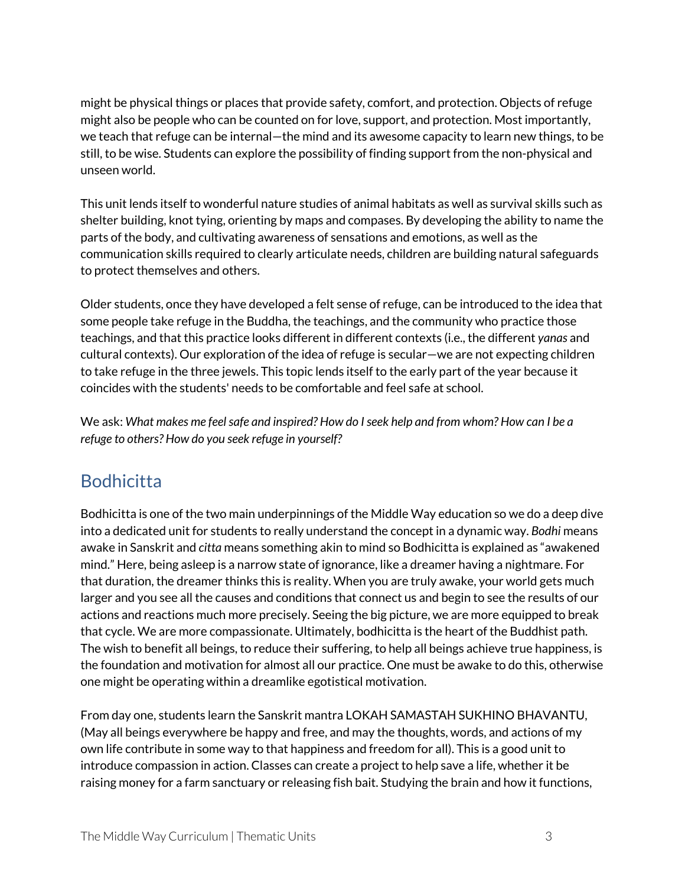might be physical things or places that provide safety, comfort, and protection. Objects of refuge might also be people who can be counted on for love, support, and protection. Most importantly, we teach that refuge can be internal—the mind and its awesome capacity to learn new things, to be still, to be wise. Students can explore the possibility of finding support from the non-physical and unseen world.

This unit lends itself to wonderful nature studies of animal habitats as well as survival skills such as shelter building, knot tying, orienting by maps and compases. By developing the ability to name the parts of the body, and cultivating awareness of sensations and emotions, as well as the communication skills required to clearly articulate needs, children are building natural safeguards to protect themselves and others.

Older students, once they have developed a felt sense of refuge, can be introduced to the idea that some people take refuge in the Buddha, the teachings, and the community who practice those teachings, and that this practice looks different in different contexts (i.e., the different *yanas* and cultural contexts). Our exploration of the idea of refuge is secular—we are not expecting children to take refuge in the three jewels. This topic lends itself to the early part of the year because it coincides with the students' needs to be comfortable and feel safe at school.

We ask: *What makes me feel safe and inspired? How do I seek help and from whom? How can I be a refuge to others? How do you seek refuge in yourself?*

## Bodhicitta

Bodhicitta is one of the two main underpinnings of the Middle Way education so we do a deep dive into a dedicated unit for students to really understand the concept in a dynamic way. *Bodhi* means awake in Sanskrit and *citta* means something akin to mind so Bodhicitta is explained as "awakened mind." Here, being asleep is a narrow state of ignorance, like a dreamer having a nightmare. For that duration, the dreamer thinks this is reality. When you are truly awake, your world gets much larger and you see all the causes and conditions that connect us and begin to see the results of our actions and reactions much more precisely. Seeing the big picture, we are more equipped to break that cycle. We are more compassionate. Ultimately, bodhicitta is the heart of the Buddhist path. The wish to benefit all beings, to reduce their suffering, to help all beings achieve true happiness, is the foundation and motivation for almost all our practice. One must be awake to do this, otherwise one might be operating within a dreamlike egotistical motivation.

From day one, students learn the Sanskrit mantra LOKAH SAMASTAH SUKHINO BHAVANTU, (May all beings everywhere be happy and free, and may the thoughts, words, and actions of my own life contribute in some way to that happiness and freedom for all). This is a good unit to introduce compassion in action. Classes can create a project to help save a life, whether it be raising money for a farm sanctuary or releasing fish bait. Studying the brain and how it functions,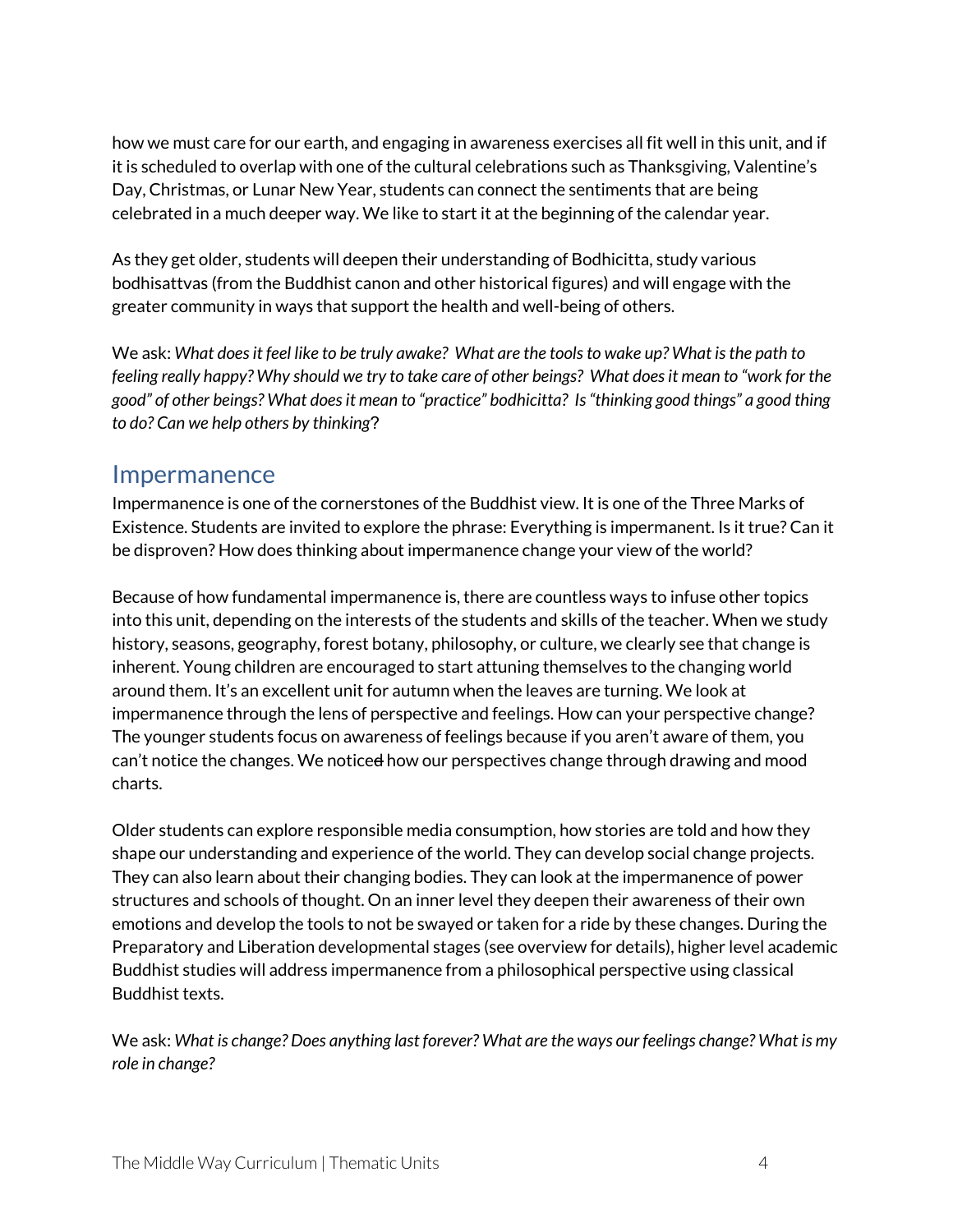how we must care for our earth, and engaging in awareness exercises all fit well in this unit, and if it is scheduled to overlap with one of the cultural celebrations such as Thanksgiving, Valentine's Day, Christmas, or Lunar New Year, students can connect the sentiments that are being celebrated in a much deeper way. We like to start it at the beginning of the calendar year.

As they get older, students will deepen their understanding of Bodhicitta, study various bodhisattvas (from the Buddhist canon and other historical figures) and will engage with the greater community in ways that support the health and well-being of others.

We ask: *What does it feel like to be truly awake? What are the tools to wake up? What is the path to feeling really happy? Why should we try to take care of other beings? What does it mean to "work for the good" of other beings? What does it mean to "practice" bodhicitta? Is "thinking good things" a good thing to do? Can we help others by thinking*?

## Impermanence

Impermanence is one of the cornerstones of the Buddhist view. It is one of the Three Marks of Existence. Students are invited to explore the phrase: Everything is impermanent. Is it true? Can it be disproven? How does thinking about impermanence change your view of the world?

Because of how fundamental impermanence is, there are countless ways to infuse other topics into this unit, depending on the interests of the students and skills of the teacher. When we study history, seasons, geography, forest botany, philosophy, or culture, we clearly see that change is inherent. Young children are encouraged to start attuning themselves to the changing world around them. It's an excellent unit for autumn when the leaves are turning. We look at impermanence through the lens of perspective and feelings. How can your perspective change? The younger students focus on awareness of feelings because if you aren't aware of them, you can't notice the changes. We noticed how our perspectives change through drawing and mood charts.

Older students can explore responsible media consumption, how stories are told and how they shape our understanding and experience of the world. They can develop social change projects. They can also learn about their changing bodies. They can look at the impermanence of power structures and schools of thought. On an inner level they deepen their awareness of their own emotions and develop the tools to not be swayed or taken for a ride by these changes. During the Preparatory and Liberation developmental stages (see overview for details), higher level academic Buddhist studies will address impermanence from a philosophical perspective using classical Buddhist texts.

We ask: *What is change? Does anything last forever? What are the ways our feelings change? What is my role in change?*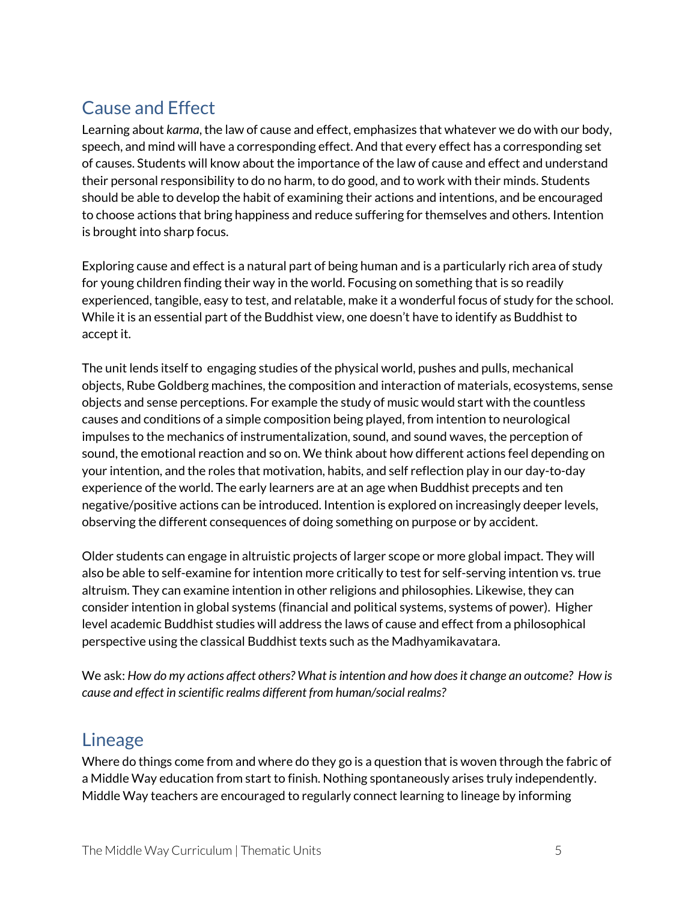## Cause and Effect

Learning about *karma*, the law of cause and effect, emphasizes that whatever we do with our body, speech, and mind will have a corresponding effect. And that every effect has a corresponding set of causes. Students will know about the importance of the law of cause and effect and understand their personal responsibility to do no harm, to do good, and to work with their minds. Students should be able to develop the habit of examining their actions and intentions, and be encouraged to choose actions that bring happiness and reduce suffering for themselves and others. Intention is brought into sharp focus.

Exploring cause and effect is a natural part of being human and is a particularly rich area of study for young children finding their way in the world. Focusing on something that is so readily experienced, tangible, easy to test, and relatable, make it a wonderful focus of study for the school. While it is an essential part of the Buddhist view, one doesn't have to identify as Buddhist to accept it.

The unit lends itself to engaging studies of the physical world, pushes and pulls, mechanical objects, Rube Goldberg machines, the composition and interaction of materials, ecosystems, sense objects and sense perceptions. For example the study of music would start with the countless causes and conditions of a simple composition being played, from intention to neurological impulses to the mechanics of instrumentalization, sound, and sound waves, the perception of sound, the emotional reaction and so on. We think about how different actions feel depending on your intention, and the roles that motivation, habits, and self reflection play in our day-to-day experience of the world. The early learners are at an age when Buddhist precepts and ten negative/positive actions can be introduced. Intention is explored on increasingly deeper levels, observing the different consequences of doing something on purpose or by accident.

Older students can engage in altruistic projects of larger scope or more global impact. They will also be able to self-examine for intention more critically to test for self-serving intention vs. true altruism. They can examine intention in other religions and philosophies. Likewise, they can consider intention in global systems (financial and political systems, systems of power). Higher level academic Buddhist studies will address the laws of cause and effect from a philosophical perspective using the classical Buddhist texts such as the Madhyamikavatara.

We ask: *How do my actions affect others? What is intention and how does it change an outcome? How is cause and effect in scientific realms different from human/social realms?*

## Lineage

Where do things come from and where do they go is a question that is woven through the fabric of a Middle Way education from start to finish. Nothing spontaneously arises truly independently. Middle Way teachers are encouraged to regularly connect learning to lineage by informing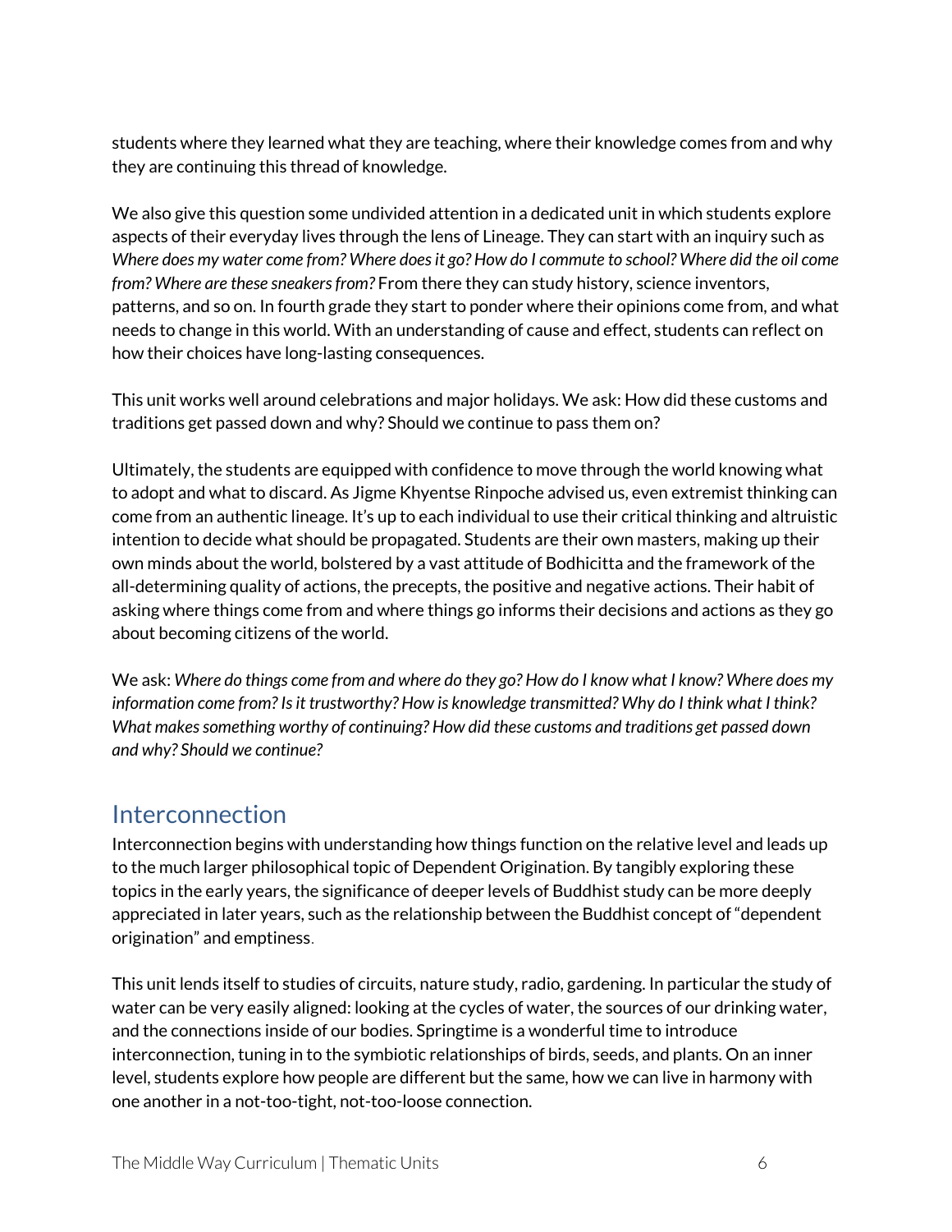students where they learned what they are teaching, where their knowledge comes from and why they are continuing this thread of knowledge.

We also give this question some undivided attention in a dedicated unit in which students explore aspects of their everyday lives through the lens of Lineage. They can start with an inquiry such as *Where does my water come from? Where does it go? How do I commute to school? Where did the oil come from? Where are these sneakers from?* From there they can study history, science inventors, patterns, and so on. In fourth grade they start to ponder where their opinions come from, and what needs to change in this world. With an understanding of cause and effect, students can reflect on how their choices have long-lasting consequences.

This unit works well around celebrations and major holidays. We ask: How did these customs and traditions get passed down and why? Should we continue to pass them on?

Ultimately, the students are equipped with confidence to move through the world knowing what to adopt and what to discard. As Jigme Khyentse Rinpoche advised us, even extremist thinking can come from an authentic lineage. It's up to each individual to use their critical thinking and altruistic intention to decide what should be propagated. Students are their own masters, making up their own minds about the world, bolstered by a vast attitude of Bodhicitta and the framework of the all-determining quality of actions, the precepts, the positive and negative actions. Their habit of asking where things come from and where things go informs their decisions and actions as they go about becoming citizens of the world.

We ask: *Where do things come from and where do they go? How do I know what I know? Where does my information come from? Is it trustworthy? How is knowledge transmitted? Why do I think what I think? What makes something worthy of continuing? How did these customs and traditions get passed down and why? Should we continue?*

## Interconnection

Interconnection begins with understanding how things function on the relative level and leads up to the much larger philosophical topic of Dependent Origination. By tangibly exploring these topics in the early years, the significance of deeper levels of Buddhist study can be more deeply appreciated in later years, such as the relationship between the Buddhist concept of "dependent origination" and emptiness.

This unit lends itself to studies of circuits, nature study, radio, gardening. In particular the study of water can be very easily aligned: looking at the cycles of water, the sources of our drinking water, and the connections inside of our bodies. Springtime is a wonderful time to introduce interconnection, tuning in to the symbiotic relationships of birds, seeds, and plants. On an inner level, students explore how people are different but the same, how we can live in harmony with one another in a not-too-tight, not-too-loose connection.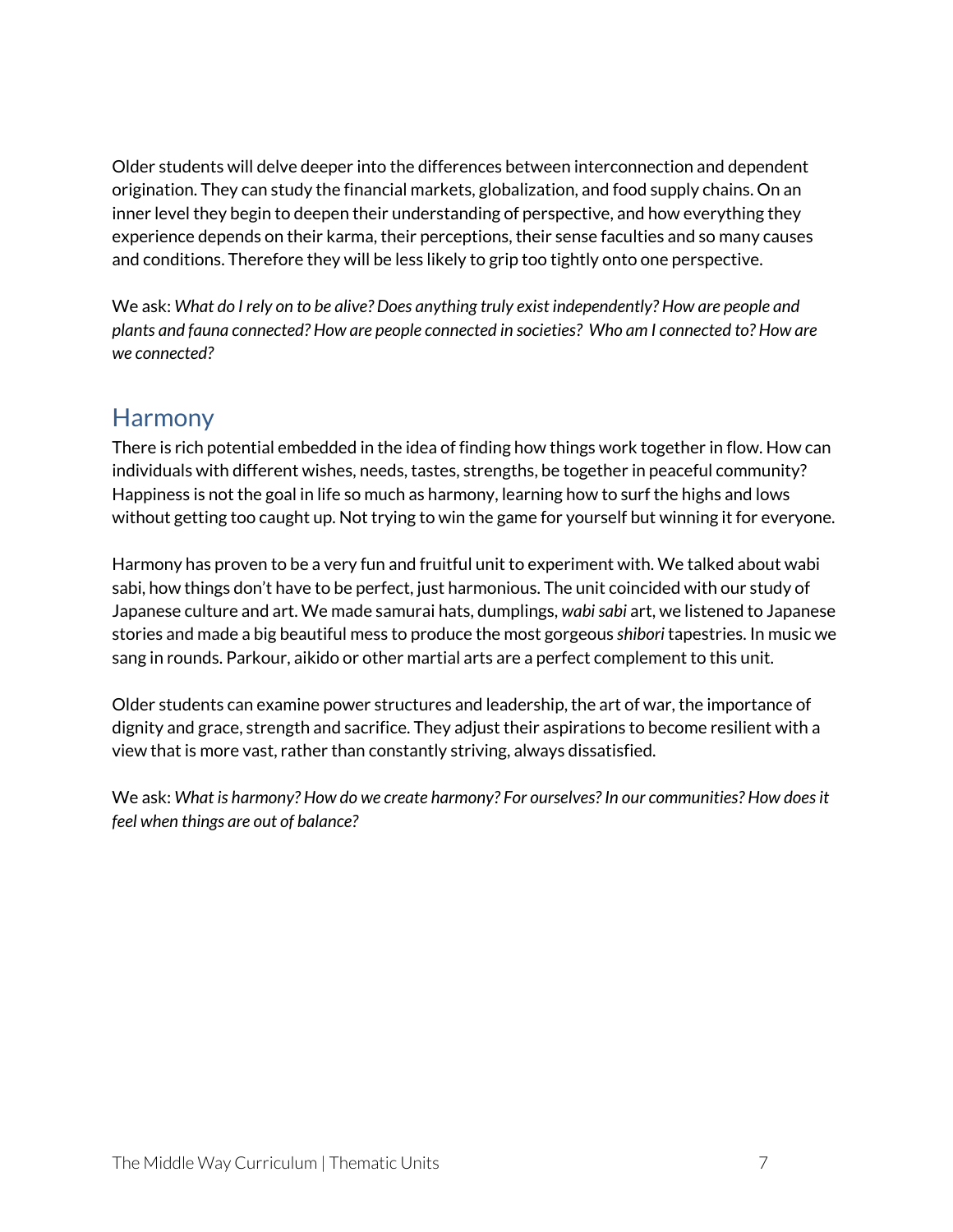Older students will delve deeper into the differences between interconnection and dependent origination. They can study the financial markets, globalization, and food supply chains. On an inner level they begin to deepen their understanding of perspective, and how everything they experience depends on their karma, their perceptions, their sense faculties and so many causes and conditions. Therefore they will be less likely to grip too tightly onto one perspective.

We ask: *What do I rely on to be alive? Does anything truly exist independently? How are people and plants and fauna connected? How are people connected in societies? Who am I connected to? How are we connected?*

## Harmony

There is rich potential embedded in the idea of finding how things work together in flow. How can individuals with different wishes, needs, tastes, strengths, be together in peaceful community? Happiness is not the goal in life so much as harmony, learning how to surf the highs and lows without getting too caught up. Not trying to win the game for yourself but winning it for everyone.

Harmony has proven to be a very fun and fruitful unit to experiment with. We talked about wabi sabi, how things don't have to be perfect, just harmonious. The unit coincided with our study of Japanese culture and art. We made samurai hats, dumplings, *wabi sabi* art, we listened to Japanese stories and made a big beautiful mess to produce the most gorgeous *shibori* tapestries. In music we sang in rounds. Parkour, aikido or other martial arts are a perfect complement to this unit.

Older students can examine power structures and leadership, the art of war, the importance of dignity and grace, strength and sacrifice. They adjust their aspirations to become resilient with a view that is more vast, rather than constantly striving, always dissatisfied.

We ask: *What is harmony? How do we create harmony? For ourselves? In our communities? How does it feel when things are out of balance?*